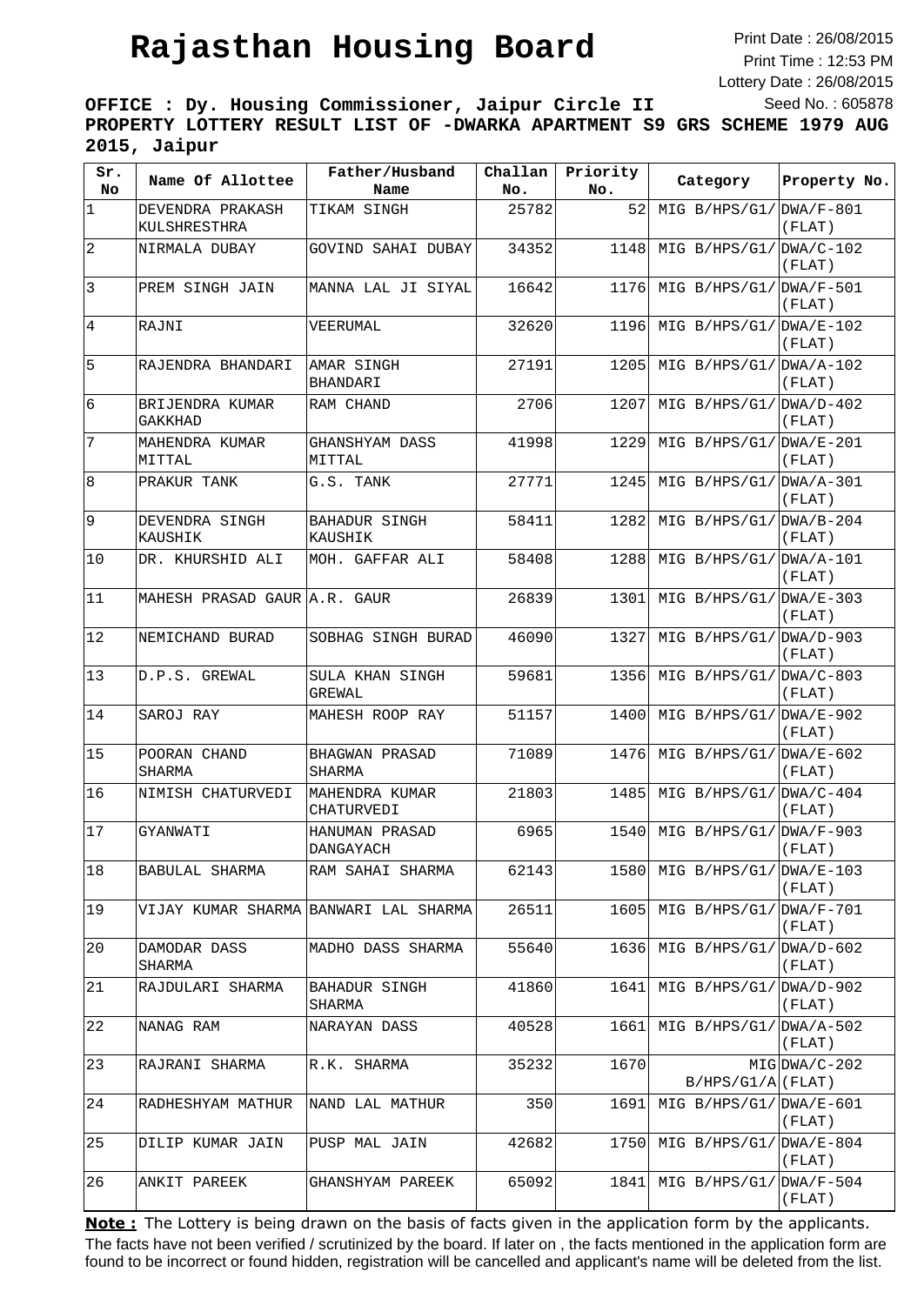# Rajasthan Housing Board

Print Date : 26/08/2015
Print Time : 12:53 PM
Lottery Date : 26/08/2015
Seed No. : 605878

**OFFICE : Dy. Housing Commissioner, Jaipur Circle II**
**PROPERTY LOTTERY RESULT LIST OF -DWARKA APARTMENT S9 GRS SCHEME 1979 AUG 2015, Jaipur**

| Sr. No | Name Of Allottee | Father/Husband Name | Challan No. | Priority No. | Category | Property No. |
|---|---|---|---|---|---|---|
| 1 | DEVENDRA PRAKASH KULSHRESTHRA | TIKAM SINGH | 25782 | 52 | MIG B/HPS/G1/ | DWA/F-801 (FLAT) |
| 2 | NIRMALA DUBAY | GOVIND SAHAI DUBAY | 34352 | 1148 | MIG B/HPS/G1/ | DWA/C-102 (FLAT) |
| 3 | PREM SINGH JAIN | MANNA LAL JI SIYAL | 16642 | 1176 | MIG B/HPS/G1/ | DWA/F-501 (FLAT) |
| 4 | RAJNI | VEERUMAL | 32620 | 1196 | MIG B/HPS/G1/ | DWA/E-102 (FLAT) |
| 5 | RAJENDRA BHANDARI | AMAR SINGH BHANDARI | 27191 | 1205 | MIG B/HPS/G1/ | DWA/A-102 (FLAT) |
| 6 | BRIJENDRA KUMAR GAKKHAD | RAM CHAND | 2706 | 1207 | MIG B/HPS/G1/ | DWA/D-402 (FLAT) |
| 7 | MAHENDRA KUMAR MITTAL | GHANSHYAM DASS MITTAL | 41998 | 1229 | MIG B/HPS/G1/ | DWA/E-201 (FLAT) |
| 8 | PRAKUR TANK | G.S. TANK | 27771 | 1245 | MIG B/HPS/G1/ | DWA/A-301 (FLAT) |
| 9 | DEVENDRA SINGH KAUSHIK | BAHADUR SINGH KAUSHIK | 58411 | 1282 | MIG B/HPS/G1/ | DWA/B-204 (FLAT) |
| 10 | DR. KHURSHID ALI | MOH. GAFFAR ALI | 58408 | 1288 | MIG B/HPS/G1/ | DWA/A-101 (FLAT) |
| 11 | MAHESH PRASAD GAUR | A.R. GAUR | 26839 | 1301 | MIG B/HPS/G1/ | DWA/E-303 (FLAT) |
| 12 | NEMICHAND BURAD | SOBHAG SINGH BURAD | 46090 | 1327 | MIG B/HPS/G1/ | DWA/D-903 (FLAT) |
| 13 | D.P.S. GREWAL | SULA KHAN SINGH GREWAL | 59681 | 1356 | MIG B/HPS/G1/ | DWA/C-803 (FLAT) |
| 14 | SAROJ RAY | MAHESH ROOP RAY | 51157 | 1400 | MIG B/HPS/G1/ | DWA/E-902 (FLAT) |
| 15 | POORAN CHAND SHARMA | BHAGWAN PRASAD SHARMA | 71089 | 1476 | MIG B/HPS/G1/ | DWA/E-602 (FLAT) |
| 16 | NIMISH CHATURVEDI | MAHENDRA KUMAR CHATURVEDI | 21803 | 1485 | MIG B/HPS/G1/ | DWA/C-404 (FLAT) |
| 17 | GYANWATI | HANUMAN PRASAD DANGAYACH | 6965 | 1540 | MIG B/HPS/G1/ | DWA/F-903 (FLAT) |
| 18 | BABULAL SHARMA | RAM SAHAI SHARMA | 62143 | 1580 | MIG B/HPS/G1/ | DWA/E-103 (FLAT) |
| 19 | VIJAY KUMAR SHARMA | BANWARI LAL SHARMA | 26511 | 1605 | MIG B/HPS/G1/ | DWA/F-701 (FLAT) |
| 20 | DAMODAR DASS SHARMA | MADHO DASS SHARMA | 55640 | 1636 | MIG B/HPS/G1/ | DWA/D-602 (FLAT) |
| 21 | RAJDULARI SHARMA | BAHADUR SINGH SHARMA | 41860 | 1641 | MIG B/HPS/G1/ | DWA/D-902 (FLAT) |
| 22 | NANAG RAM | NARAYAN DASS | 40528 | 1661 | MIG B/HPS/G1/ | DWA/A-502 (FLAT) |
| 23 | RAJRANI SHARMA | R.K. SHARMA | 35232 | 1670 | MIG B/HPS/G1/A | DWA/C-202 (FLAT) |
| 24 | RADHESHYAM MATHUR | NAND LAL MATHUR | 350 | 1691 | MIG B/HPS/G1/ | DWA/E-601 (FLAT) |
| 25 | DILIP KUMAR JAIN | PUSP MAL JAIN | 42682 | 1750 | MIG B/HPS/G1/ | DWA/E-804 (FLAT) |
| 26 | ANKIT PAREEK | GHANSHYAM PAREEK | 65092 | 1841 | MIG B/HPS/G1/ | DWA/F-504 (FLAT) |

**Note :** The Lottery is being drawn on the basis of facts given in the application form by the applicants. The facts have not been verified / scrutinized by the board. If later on , the facts mentioned in the application form are found to be incorrect or found hidden, registration will be cancelled and applicant's name will be deleted from the list.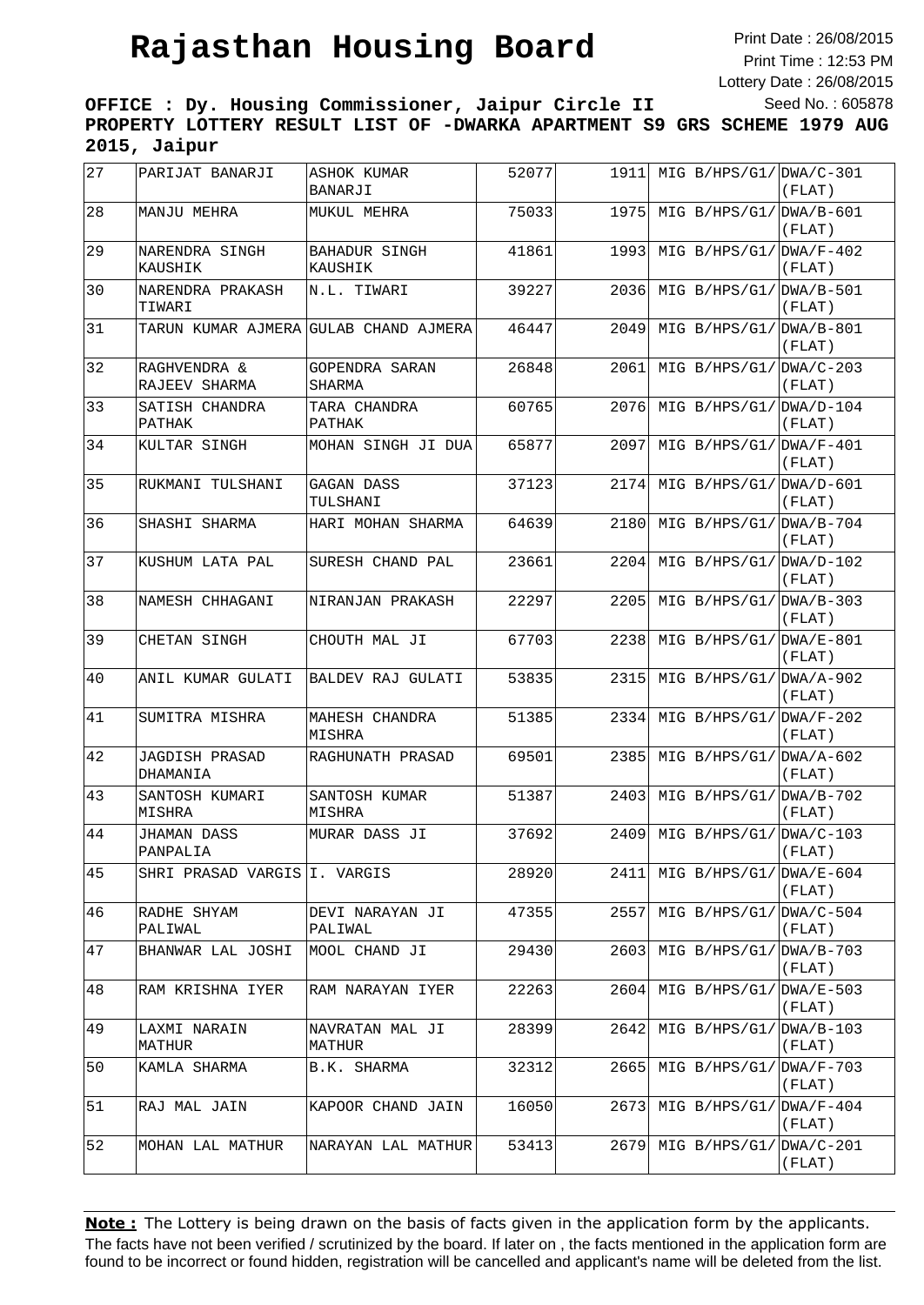# Rajasthan Housing Board

Print Date : 26/08/2015
Print Time : 12:53 PM
Lottery Date : 26/08/2015
Seed No. : 605878

**OFFICE : Dy. Housing Commissioner, Jaipur Circle II**
**PROPERTY LOTTERY RESULT LIST OF -DWARKA APARTMENT S9 GRS SCHEME 1979 AUG 2015, Jaipur**

| | | | | | | |
|---|---|---|---|---|---|---|
| 27 | PARIJAT BANARJI | ASHOK KUMAR BANARJI | 52077 | 1911 | MIG B/HPS/G1/ | DWA/C-301 (FLAT) |
| 28 | MANJU MEHRA | MUKUL MEHRA | 75033 | 1975 | MIG B/HPS/G1/ | DWA/B-601 (FLAT) |
| 29 | NARENDRA SINGH KAUSHIK | BAHADUR SINGH KAUSHIK | 41861 | 1993 | MIG B/HPS/G1/ | DWA/F-402 (FLAT) |
| 30 | NARENDRA PRAKASH TIWARI | N.L. TIWARI | 39227 | 2036 | MIG B/HPS/G1/ | DWA/B-501 (FLAT) |
| 31 | TARUN KUMAR AJMERA | GULAB CHAND AJMERA | 46447 | 2049 | MIG B/HPS/G1/ | DWA/B-801 (FLAT) |
| 32 | RAGHVENDRA & RAJEEV SHARMA | GOPENDRA SARAN SHARMA | 26848 | 2061 | MIG B/HPS/G1/ | DWA/C-203 (FLAT) |
| 33 | SATISH CHANDRA PATHAK | TARA CHANDRA PATHAK | 60765 | 2076 | MIG B/HPS/G1/ | DWA/D-104 (FLAT) |
| 34 | KULTAR SINGH | MOHAN SINGH JI DUA | 65877 | 2097 | MIG B/HPS/G1/ | DWA/F-401 (FLAT) |
| 35 | RUKMANI TULSHANI | GAGAN DASS TULSHANI | 37123 | 2174 | MIG B/HPS/G1/ | DWA/D-601 (FLAT) |
| 36 | SHASHI SHARMA | HARI MOHAN SHARMA | 64639 | 2180 | MIG B/HPS/G1/ | DWA/B-704 (FLAT) |
| 37 | KUSHUM LATA PAL | SURESH CHAND PAL | 23661 | 2204 | MIG B/HPS/G1/ | DWA/D-102 (FLAT) |
| 38 | NAMESH CHHAGANI | NIRANJAN PRAKASH | 22297 | 2205 | MIG B/HPS/G1/ | DWA/B-303 (FLAT) |
| 39 | CHETAN SINGH | CHOUTH MAL JI | 67703 | 2238 | MIG B/HPS/G1/ | DWA/E-801 (FLAT) |
| 40 | ANIL KUMAR GULATI | BALDEV RAJ GULATI | 53835 | 2315 | MIG B/HPS/G1/ | DWA/A-902 (FLAT) |
| 41 | SUMITRA MISHRA | MAHESH CHANDRA MISHRA | 51385 | 2334 | MIG B/HPS/G1/ | DWA/F-202 (FLAT) |
| 42 | JAGDISH PRASAD DHAMANIA | RAGHUNATH PRASAD | 69501 | 2385 | MIG B/HPS/G1/ | DWA/A-602 (FLAT) |
| 43 | SANTOSH KUMARI MISHRA | SANTOSH KUMAR MISHRA | 51387 | 2403 | MIG B/HPS/G1/ | DWA/B-702 (FLAT) |
| 44 | JHAMAN DASS PANPALIA | MURAR DASS JI | 37692 | 2409 | MIG B/HPS/G1/ | DWA/C-103 (FLAT) |
| 45 | SHRI PRASAD VARGIS | I. VARGIS | 28920 | 2411 | MIG B/HPS/G1/ | DWA/E-604 (FLAT) |
| 46 | RADHE SHYAM PALIWAL | DEVI NARAYAN JI PALIWAL | 47355 | 2557 | MIG B/HPS/G1/ | DWA/C-504 (FLAT) |
| 47 | BHANWAR LAL JOSHI | MOOL CHAND JI | 29430 | 2603 | MIG B/HPS/G1/ | DWA/B-703 (FLAT) |
| 48 | RAM KRISHNA IYER | RAM NARAYAN IYER | 22263 | 2604 | MIG B/HPS/G1/ | DWA/E-503 (FLAT) |
| 49 | LAXMI NARAIN MATHUR | NAVRATAN MAL JI MATHUR | 28399 | 2642 | MIG B/HPS/G1/ | DWA/B-103 (FLAT) |
| 50 | KAMLA SHARMA | B.K. SHARMA | 32312 | 2665 | MIG B/HPS/G1/ | DWA/F-703 (FLAT) |
| 51 | RAJ MAL JAIN | KAPOOR CHAND JAIN | 16050 | 2673 | MIG B/HPS/G1/ | DWA/F-404 (FLAT) |
| 52 | MOHAN LAL MATHUR | NARAYAN LAL MATHUR | 53413 | 2679 | MIG B/HPS/G1/ | DWA/C-201 (FLAT) |

**Note :** The Lottery is being drawn on the basis of facts given in the application form by the applicants. The facts have not been verified / scrutinized by the board. If later on , the facts mentioned in the application form are found to be incorrect or found hidden, registration will be cancelled and applicant's name will be deleted from the list.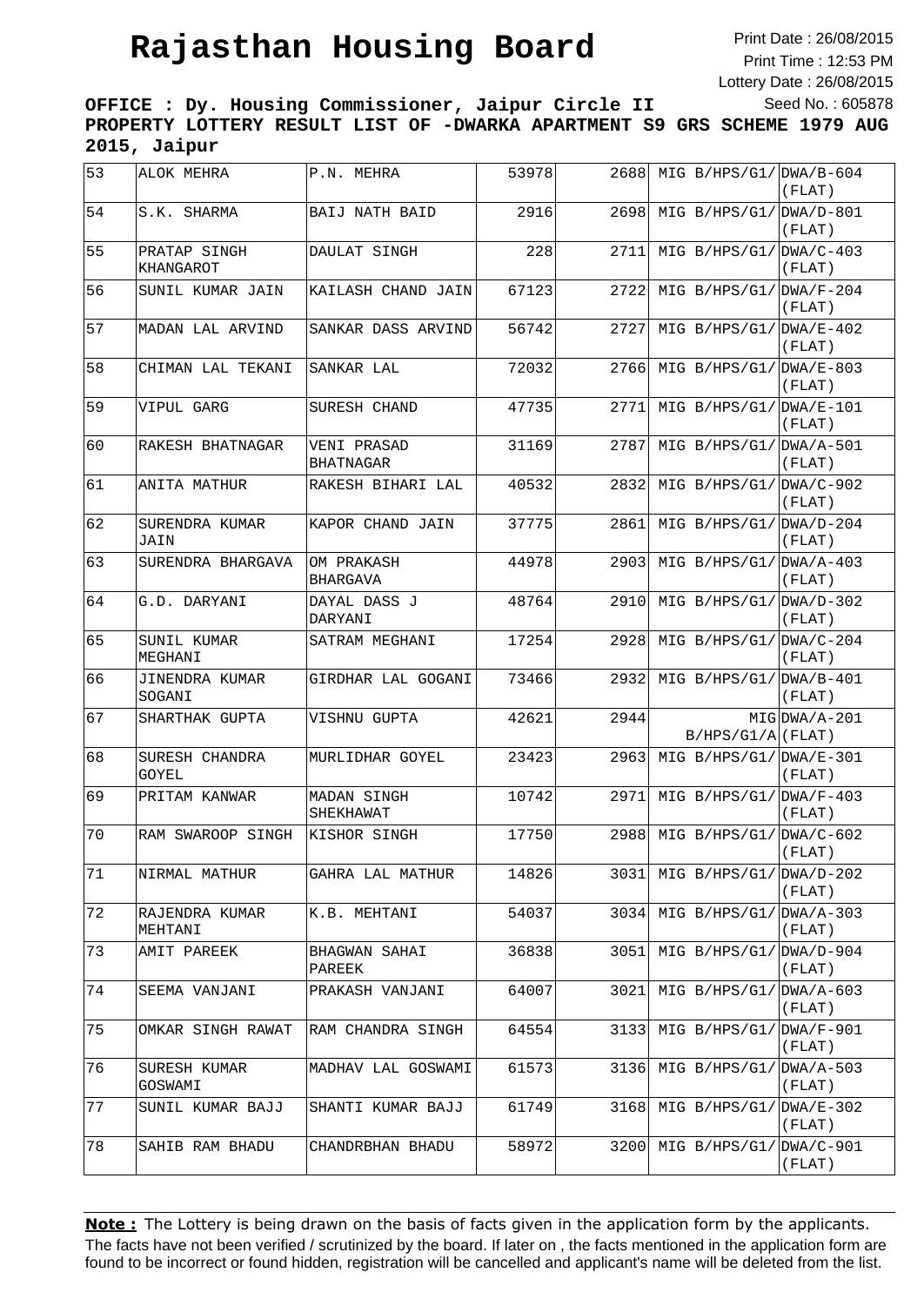# Rajasthan Housing Board

Print Date : 26/08/2015
Print Time : 12:53 PM
Lottery Date : 26/08/2015
Seed No. : 605878

**OFFICE : Dy. Housing Commissioner, Jaipur Circle II**
**PROPERTY LOTTERY RESULT LIST OF -DWARKA APARTMENT S9 GRS SCHEME 1979 AUG 2015, Jaipur**

| | | | | | | |
|---|---|---|---|---|---|---|
| 53 | ALOK MEHRA | P.N. MEHRA | 53978 | 2688 | MIG B/HPS/G1/ | DWA/B-604 (FLAT) |
| 54 | S.K. SHARMA | BAIJ NATH BAID | 2916 | 2698 | MIG B/HPS/G1/ | DWA/D-801 (FLAT) |
| 55 | PRATAP SINGH KHANGAROT | DAULAT SINGH | 228 | 2711 | MIG B/HPS/G1/ | DWA/C-403 (FLAT) |
| 56 | SUNIL KUMAR JAIN | KAILASH CHAND JAIN | 67123 | 2722 | MIG B/HPS/G1/ | DWA/F-204 (FLAT) |
| 57 | MADAN LAL ARVIND | SANKAR DASS ARVIND | 56742 | 2727 | MIG B/HPS/G1/ | DWA/E-402 (FLAT) |
| 58 | CHIMAN LAL TEKANI | SANKAR LAL | 72032 | 2766 | MIG B/HPS/G1/ | DWA/E-803 (FLAT) |
| 59 | VIPUL GARG | SURESH CHAND | 47735 | 2771 | MIG B/HPS/G1/ | DWA/E-101 (FLAT) |
| 60 | RAKESH BHATNAGAR | VENI PRASAD BHATNAGAR | 31169 | 2787 | MIG B/HPS/G1/ | DWA/A-501 (FLAT) |
| 61 | ANITA MATHUR | RAKESH BIHARI LAL | 40532 | 2832 | MIG B/HPS/G1/ | DWA/C-902 (FLAT) |
| 62 | SURENDRA KUMAR JAIN | KAPOR CHAND JAIN | 37775 | 2861 | MIG B/HPS/G1/ | DWA/D-204 (FLAT) |
| 63 | SURENDRA BHARGAVA | OM PRAKASH BHARGAVA | 44978 | 2903 | MIG B/HPS/G1/ | DWA/A-403 (FLAT) |
| 64 | G.D. DARYANI | DAYAL DASS J DARYANI | 48764 | 2910 | MIG B/HPS/G1/ | DWA/D-302 (FLAT) |
| 65 | SUNIL KUMAR MEGHANI | SATRAM MEGHANI | 17254 | 2928 | MIG B/HPS/G1/ | DWA/C-204 (FLAT) |
| 66 | JINENDRA KUMAR SOGANI | GIRDHAR LAL GOGANI | 73466 | 2932 | MIG B/HPS/G1/ | DWA/B-401 (FLAT) |
| 67 | SHARTHAK GUPTA | VISHNU GUPTA | 42621 | 2944 | MIG B/HPS/G1/A | DWA/A-201 (FLAT) |
| 68 | SURESH CHANDRA GOYEL | MURLIDHAR GOYEL | 23423 | 2963 | MIG B/HPS/G1/ | DWA/E-301 (FLAT) |
| 69 | PRITAM KANWAR | MADAN SINGH SHEKHAWAT | 10742 | 2971 | MIG B/HPS/G1/ | DWA/F-403 (FLAT) |
| 70 | RAM SWAROOP SINGH | KISHOR SINGH | 17750 | 2988 | MIG B/HPS/G1/ | DWA/C-602 (FLAT) |
| 71 | NIRMAL MATHUR | GAHRA LAL MATHUR | 14826 | 3031 | MIG B/HPS/G1/ | DWA/D-202 (FLAT) |
| 72 | RAJENDRA KUMAR MEHTANI | K.B. MEHTANI | 54037 | 3034 | MIG B/HPS/G1/ | DWA/A-303 (FLAT) |
| 73 | AMIT PAREEK | BHAGWAN SAHAI PAREEK | 36838 | 3051 | MIG B/HPS/G1/ | DWA/D-904 (FLAT) |
| 74 | SEEMA VANJANI | PRAKASH VANJANI | 64007 | 3021 | MIG B/HPS/G1/ | DWA/A-603 (FLAT) |
| 75 | OMKAR SINGH RAWAT | RAM CHANDRA SINGH | 64554 | 3133 | MIG B/HPS/G1/ | DWA/F-901 (FLAT) |
| 76 | SURESH KUMAR GOSWAMI | MADHAV LAL GOSWAMI | 61573 | 3136 | MIG B/HPS/G1/ | DWA/A-503 (FLAT) |
| 77 | SUNIL KUMAR BAJJ | SHANTI KUMAR BAJJ | 61749 | 3168 | MIG B/HPS/G1/ | DWA/E-302 (FLAT) |
| 78 | SAHIB RAM BHADU | CHANDRBHAN BHADU | 58972 | 3200 | MIG B/HPS/G1/ | DWA/C-901 (FLAT) |

**Note :** The Lottery is being drawn on the basis of facts given in the application form by the applicants. The facts have not been verified / scrutinized by the board. If later on , the facts mentioned in the application form are found to be incorrect or found hidden, registration will be cancelled and applicant's name will be deleted from the list.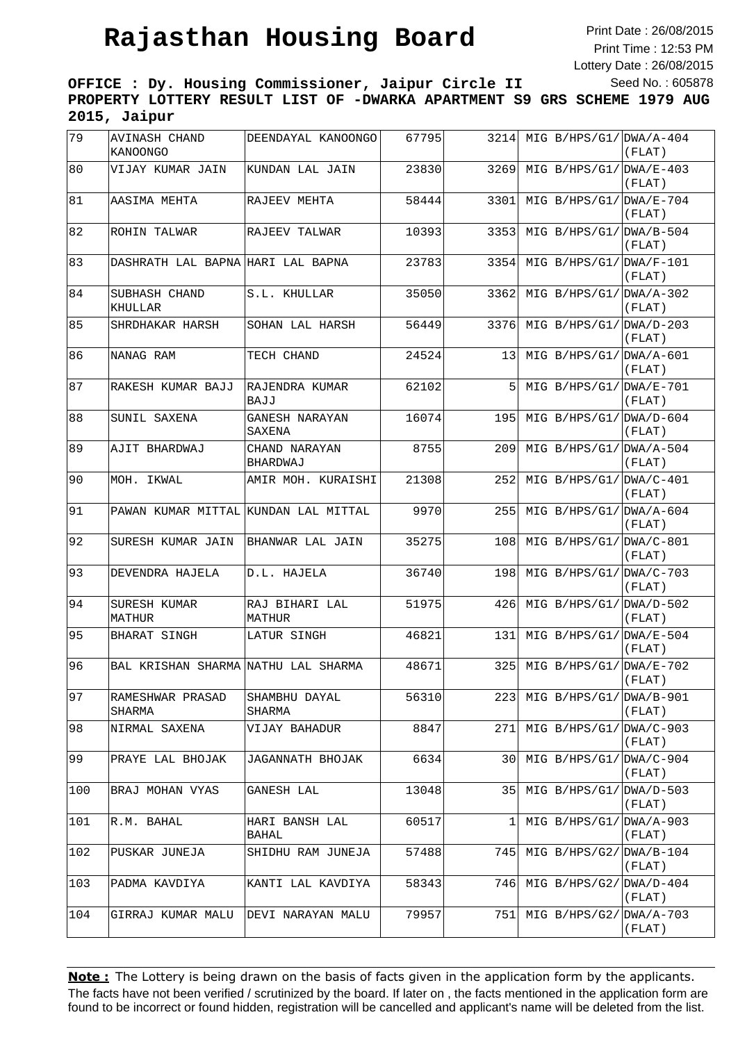# Rajasthan Housing Board

Print Date : 26/08/2015
Print Time : 12:53 PM
Lottery Date : 26/08/2015
Seed No. : 605878

**OFFICE : Dy. Housing Commissioner, Jaipur Circle II**
**PROPERTY LOTTERY RESULT LIST OF -DWARKA APARTMENT S9 GRS SCHEME 1979 AUG 2015, Jaipur**

| | | | | | | |
|---|---|---|---|---|---|---|
| 79 | AVINASH CHAND KANOONGO | DEENDAYAL KANOONGO | 67795 | 3214 | MIG B/HPS/G1/ | DWA/A-404 (FLAT) |
| 80 | VIJAY KUMAR JAIN | KUNDAN LAL JAIN | 23830 | 3269 | MIG B/HPS/G1/ | DWA/E-403 (FLAT) |
| 81 | AASIMA MEHTA | RAJEEV MEHTA | 58444 | 3301 | MIG B/HPS/G1/ | DWA/E-704 (FLAT) |
| 82 | ROHIN TALWAR | RAJEEV TALWAR | 10393 | 3353 | MIG B/HPS/G1/ | DWA/B-504 (FLAT) |
| 83 | DASHRATH LAL BAPNA | HARI LAL BAPNA | 23783 | 3354 | MIG B/HPS/G1/ | DWA/F-101 (FLAT) |
| 84 | SUBHASH CHAND KHULLAR | S.L. KHULLAR | 35050 | 3362 | MIG B/HPS/G1/ | DWA/A-302 (FLAT) |
| 85 | SHRDHAKAR HARSH | SOHAN LAL HARSH | 56449 | 3376 | MIG B/HPS/G1/ | DWA/D-203 (FLAT) |
| 86 | NANAG RAM | TECH CHAND | 24524 | 13 | MIG B/HPS/G1/ | DWA/A-601 (FLAT) |
| 87 | RAKESH KUMAR BAJJ | RAJENDRA KUMAR BAJJ | 62102 | 5 | MIG B/HPS/G1/ | DWA/E-701 (FLAT) |
| 88 | SUNIL SAXENA | GANESH NARAYAN SAXENA | 16074 | 195 | MIG B/HPS/G1/ | DWA/D-604 (FLAT) |
| 89 | AJIT BHARDWAJ | CHAND NARAYAN BHARDWAJ | 8755 | 209 | MIG B/HPS/G1/ | DWA/A-504 (FLAT) |
| 90 | MOH. IKWAL | AMIR MOH. KURAISHI | 21308 | 252 | MIG B/HPS/G1/ | DWA/C-401 (FLAT) |
| 91 | PAWAN KUMAR MITTAL | KUNDAN LAL MITTAL | 9970 | 255 | MIG B/HPS/G1/ | DWA/A-604 (FLAT) |
| 92 | SURESH KUMAR JAIN | BHANWAR LAL JAIN | 35275 | 108 | MIG B/HPS/G1/ | DWA/C-801 (FLAT) |
| 93 | DEVENDRA HAJELA | D.L. HAJELA | 36740 | 198 | MIG B/HPS/G1/ | DWA/C-703 (FLAT) |
| 94 | SURESH KUMAR MATHUR | RAJ BIHARI LAL MATHUR | 51975 | 426 | MIG B/HPS/G1/ | DWA/D-502 (FLAT) |
| 95 | BHARAT SINGH | LATUR SINGH | 46821 | 131 | MIG B/HPS/G1/ | DWA/E-504 (FLAT) |
| 96 | BAL KRISHAN SHARMA | NATHU LAL SHARMA | 48671 | 325 | MIG B/HPS/G1/ | DWA/E-702 (FLAT) |
| 97 | RAMESHWAR PRASAD SHARMA | SHAMBHU DAYAL SHARMA | 56310 | 223 | MIG B/HPS/G1/ | DWA/B-901 (FLAT) |
| 98 | NIRMAL SAXENA | VIJAY BAHADUR | 8847 | 271 | MIG B/HPS/G1/ | DWA/C-903 (FLAT) |
| 99 | PRAYE LAL BHOJAK | JAGANNATH BHOJAK | 6634 | 30 | MIG B/HPS/G1/ | DWA/C-904 (FLAT) |
| 100 | BRAJ MOHAN VYAS | GANESH LAL | 13048 | 35 | MIG B/HPS/G1/ | DWA/D-503 (FLAT) |
| 101 | R.M. BAHAL | HARI BANSH LAL BAHAL | 60517 | 1 | MIG B/HPS/G1/ | DWA/A-903 (FLAT) |
| 102 | PUSKAR JUNEJA | SHIDHU RAM JUNEJA | 57488 | 745 | MIG B/HPS/G2/ | DWA/B-104 (FLAT) |
| 103 | PADMA KAVDIYA | KANTI LAL KAVDIYA | 58343 | 746 | MIG B/HPS/G2/ | DWA/D-404 (FLAT) |
| 104 | GIRRAJ KUMAR MALU | DEVI NARAYAN MALU | 79957 | 751 | MIG B/HPS/G2/ | DWA/A-703 (FLAT) |

**Note :** The Lottery is being drawn on the basis of facts given in the application form by the applicants. The facts have not been verified / scrutinized by the board. If later on , the facts mentioned in the application form are found to be incorrect or found hidden, registration will be cancelled and applicant's name will be deleted from the list.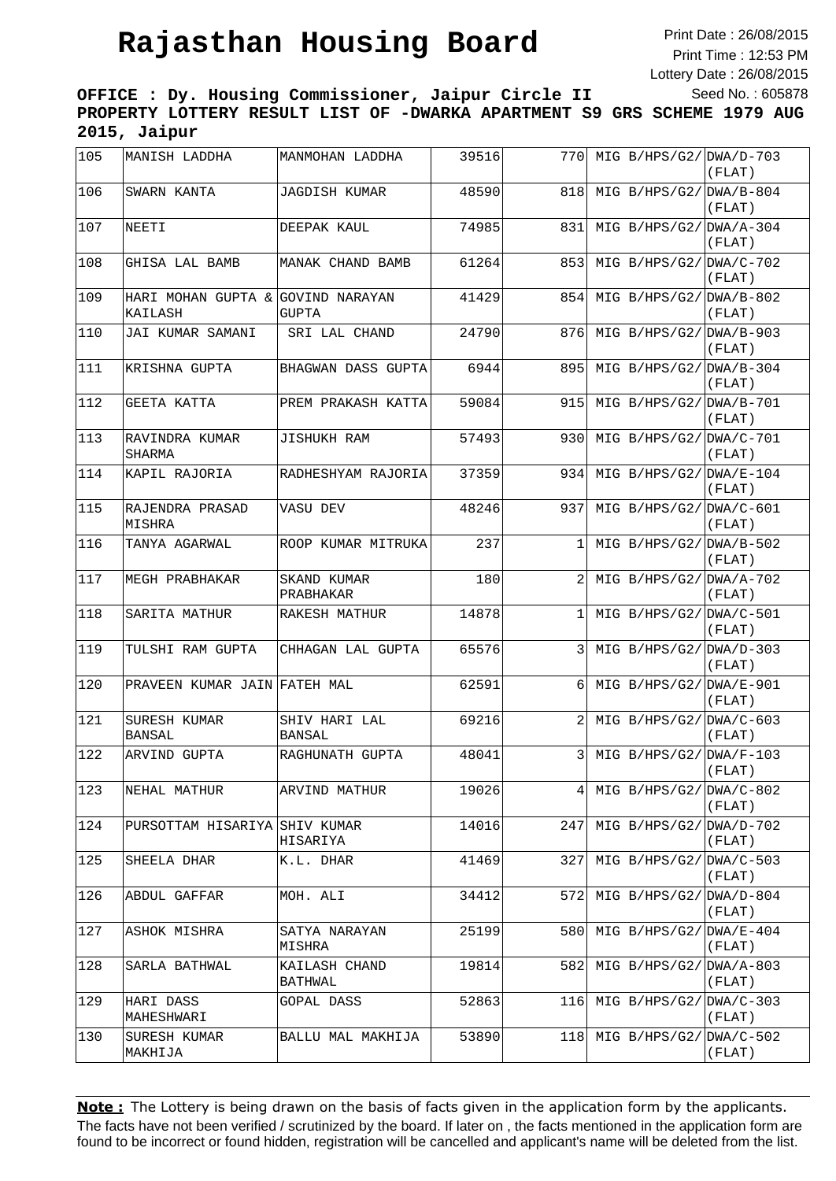# Rajasthan Housing Board

Print Date : 26/08/2015
Print Time : 12:53 PM
Lottery Date : 26/08/2015
Seed No. : 605878

**OFFICE : Dy. Housing Commissioner, Jaipur Circle II**

**PROPERTY LOTTERY RESULT LIST OF -DWARKA APARTMENT S9 GRS SCHEME 1979 AUG 2015, Jaipur**

| | | | | | | |
|---|---|---|---|---|---|---|
| 105 | MANISH LADDHA | MANMOHAN LADDHA | 39516 | 770 | MIG B/HPS/G2/ | DWA/D-703 (FLAT) |
| 106 | SWARN KANTA | JAGDISH KUMAR | 48590 | 818 | MIG B/HPS/G2/ | DWA/B-804 (FLAT) |
| 107 | NEETI | DEEPAK KAUL | 74985 | 831 | MIG B/HPS/G2/ | DWA/A-304 (FLAT) |
| 108 | GHISA LAL BAMB | MANAK CHAND BAMB | 61264 | 853 | MIG B/HPS/G2/ | DWA/C-702 (FLAT) |
| 109 | HARI MOHAN GUPTA & KAILASH | GOVIND NARAYAN GUPTA | 41429 | 854 | MIG B/HPS/G2/ | DWA/B-802 (FLAT) |
| 110 | JAI KUMAR SAMANI | SRI LAL CHAND | 24790 | 876 | MIG B/HPS/G2/ | DWA/B-903 (FLAT) |
| 111 | KRISHNA GUPTA | BHAGWAN DASS GUPTA | 6944 | 895 | MIG B/HPS/G2/ | DWA/B-304 (FLAT) |
| 112 | GEETA KATTA | PREM PRAKASH KATTA | 59084 | 915 | MIG B/HPS/G2/ | DWA/B-701 (FLAT) |
| 113 | RAVINDRA KUMAR SHARMA | JISHUKH RAM | 57493 | 930 | MIG B/HPS/G2/ | DWA/C-701 (FLAT) |
| 114 | KAPIL RAJORIA | RADHESHYAM RAJORIA | 37359 | 934 | MIG B/HPS/G2/ | DWA/E-104 (FLAT) |
| 115 | RAJENDRA PRASAD MISHRA | VASU DEV | 48246 | 937 | MIG B/HPS/G2/ | DWA/C-601 (FLAT) |
| 116 | TANYA AGARWAL | ROOP KUMAR MITRUKA | 237 | 1 | MIG B/HPS/G2/ | DWA/B-502 (FLAT) |
| 117 | MEGH PRABHAKAR | SKAND KUMAR PRABHAKAR | 180 | 2 | MIG B/HPS/G2/ | DWA/A-702 (FLAT) |
| 118 | SARITA MATHUR | RAKESH MATHUR | 14878 | 1 | MIG B/HPS/G2/ | DWA/C-501 (FLAT) |
| 119 | TULSHI RAM GUPTA | CHHAGAN LAL GUPTA | 65576 | 3 | MIG B/HPS/G2/ | DWA/D-303 (FLAT) |
| 120 | PRAVEEN KUMAR JAIN | FATEH MAL | 62591 | 6 | MIG B/HPS/G2/ | DWA/E-901 (FLAT) |
| 121 | SURESH KUMAR BANSAL | SHIV HARI LAL BANSAL | 69216 | 2 | MIG B/HPS/G2/ | DWA/C-603 (FLAT) |
| 122 | ARVIND GUPTA | RAGHUNATH GUPTA | 48041 | 3 | MIG B/HPS/G2/ | DWA/F-103 (FLAT) |
| 123 | NEHAL MATHUR | ARVIND MATHUR | 19026 | 4 | MIG B/HPS/G2/ | DWA/C-802 (FLAT) |
| 124 | PURSOTTAM HISARIYA | SHIV KUMAR HISARIYA | 14016 | 247 | MIG B/HPS/G2/ | DWA/D-702 (FLAT) |
| 125 | SHEELA DHAR | K.L. DHAR | 41469 | 327 | MIG B/HPS/G2/ | DWA/C-503 (FLAT) |
| 126 | ABDUL GAFFAR | MOH. ALI | 34412 | 572 | MIG B/HPS/G2/ | DWA/D-804 (FLAT) |
| 127 | ASHOK MISHRA | SATYA NARAYAN MISHRA | 25199 | 580 | MIG B/HPS/G2/ | DWA/E-404 (FLAT) |
| 128 | SARLA BATHWAL | KAILASH CHAND BATHWAL | 19814 | 582 | MIG B/HPS/G2/ | DWA/A-803 (FLAT) |
| 129 | HARI DASS MAHESHWARI | GOPAL DASS | 52863 | 116 | MIG B/HPS/G2/ | DWA/C-303 (FLAT) |
| 130 | SURESH KUMAR MAKHIJA | BALLU MAL MAKHIJA | 53890 | 118 | MIG B/HPS/G2/ | DWA/C-502 (FLAT) |

**Note :** The Lottery is being drawn on the basis of facts given in the application form by the applicants. The facts have not been verified / scrutinized by the board. If later on , the facts mentioned in the application form are found to be incorrect or found hidden, registration will be cancelled and applicant's name will be deleted from the list.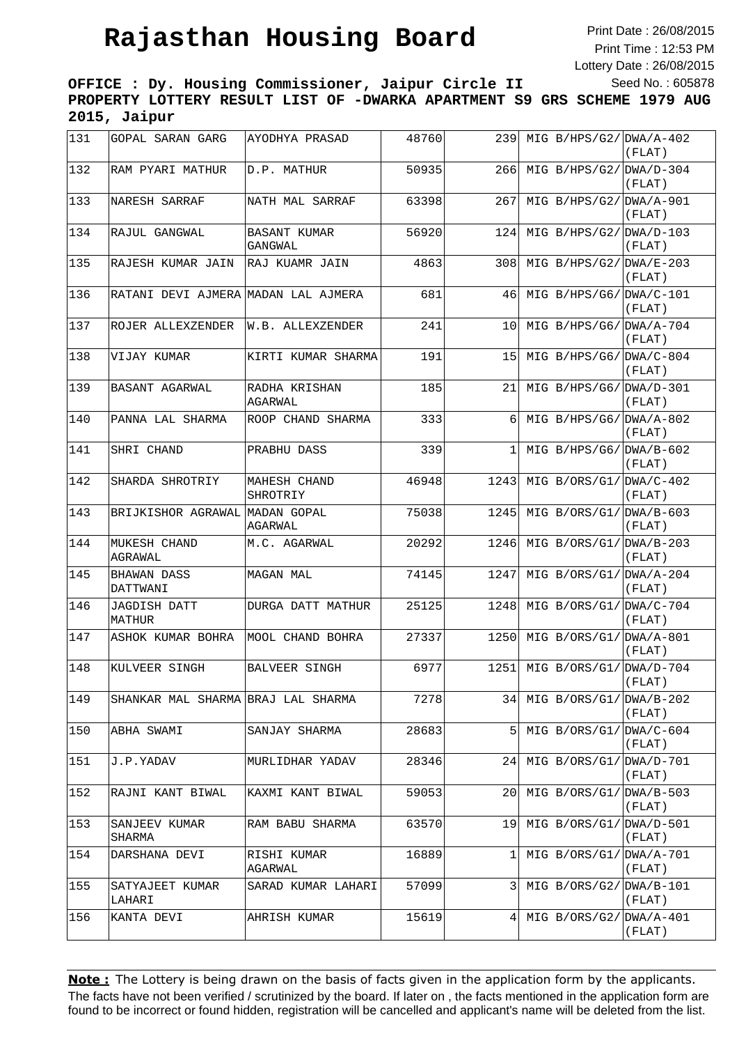# Rajasthan Housing Board

Print Date : 26/08/2015
Print Time : 12:53 PM
Lottery Date : 26/08/2015
Seed No. : 605878

**OFFICE : Dy. Housing Commissioner, Jaipur Circle II**
**PROPERTY LOTTERY RESULT LIST OF -DWARKA APARTMENT S9 GRS SCHEME 1979 AUG 2015, Jaipur**

| | | | | | | |
|---|---|---|---|---|---|---|
| 131 | GOPAL SARAN GARG | AYODHYA PRASAD | 48760 | 239 | MIG B/HPS/G2/ | DWA/A-402 (FLAT) |
| 132 | RAM PYARI MATHUR | D.P. MATHUR | 50935 | 266 | MIG B/HPS/G2/ | DWA/D-304 (FLAT) |
| 133 | NARESH SARRAF | NATH MAL SARRAF | 63398 | 267 | MIG B/HPS/G2/ | DWA/A-901 (FLAT) |
| 134 | RAJUL GANGWAL | BASANT KUMAR GANGWAL | 56920 | 124 | MIG B/HPS/G2/ | DWA/D-103 (FLAT) |
| 135 | RAJESH KUMAR JAIN | RAJ KUAMR JAIN | 4863 | 308 | MIG B/HPS/G2/ | DWA/E-203 (FLAT) |
| 136 | RATANI DEVI AJMERA | MADAN LAL AJMERA | 681 | 46 | MIG B/HPS/G6/ | DWA/C-101 (FLAT) |
| 137 | ROJER ALLEXZENDER | W.B. ALLEXZENDER | 241 | 10 | MIG B/HPS/G6/ | DWA/A-704 (FLAT) |
| 138 | VIJAY KUMAR | KIRTI KUMAR SHARMA | 191 | 15 | MIG B/HPS/G6/ | DWA/C-804 (FLAT) |
| 139 | BASANT AGARWAL | RADHA KRISHAN AGARWAL | 185 | 21 | MIG B/HPS/G6/ | DWA/D-301 (FLAT) |
| 140 | PANNA LAL SHARMA | ROOP CHAND SHARMA | 333 | 6 | MIG B/HPS/G6/ | DWA/A-802 (FLAT) |
| 141 | SHRI CHAND | PRABHU DASS | 339 | 1 | MIG B/HPS/G6/ | DWA/B-602 (FLAT) |
| 142 | SHARDA SHROTRIY | MAHESH CHAND SHROTRIY | 46948 | 1243 | MIG B/ORS/G1/ | DWA/C-402 (FLAT) |
| 143 | BRIJKISHOR AGRAWAL | MADAN GOPAL AGARWAL | 75038 | 1245 | MIG B/ORS/G1/ | DWA/B-603 (FLAT) |
| 144 | MUKESH CHAND AGRAWAL | M.C. AGARWAL | 20292 | 1246 | MIG B/ORS/G1/ | DWA/B-203 (FLAT) |
| 145 | BHAWAN DASS DATTWANI | MAGAN MAL | 74145 | 1247 | MIG B/ORS/G1/ | DWA/A-204 (FLAT) |
| 146 | JAGDISH DATT MATHUR | DURGA DATT MATHUR | 25125 | 1248 | MIG B/ORS/G1/ | DWA/C-704 (FLAT) |
| 147 | ASHOK KUMAR BOHRA | MOOL CHAND BOHRA | 27337 | 1250 | MIG B/ORS/G1/ | DWA/A-801 (FLAT) |
| 148 | KULVEER SINGH | BALVEER SINGH | 6977 | 1251 | MIG B/ORS/G1/ | DWA/D-704 (FLAT) |
| 149 | SHANKAR MAL SHARMA | BRAJ LAL SHARMA | 7278 | 34 | MIG B/ORS/G1/ | DWA/B-202 (FLAT) |
| 150 | ABHA SWAMI | SANJAY SHARMA | 28683 | 5 | MIG B/ORS/G1/ | DWA/C-604 (FLAT) |
| 151 | J.P.YADAV | MURLIDHAR YADAV | 28346 | 24 | MIG B/ORS/G1/ | DWA/D-701 (FLAT) |
| 152 | RAJNI KANT BIWAL | KAXMI KANT BIWAL | 59053 | 20 | MIG B/ORS/G1/ | DWA/B-503 (FLAT) |
| 153 | SANJEEV KUMAR SHARMA | RAM BABU SHARMA | 63570 | 19 | MIG B/ORS/G1/ | DWA/D-501 (FLAT) |
| 154 | DARSHANA DEVI | RISHI KUMAR AGARWAL | 16889 | 1 | MIG B/ORS/G1/ | DWA/A-701 (FLAT) |
| 155 | SATYAJEET KUMAR LAHARI | SARAD KUMAR LAHARI | 57099 | 3 | MIG B/ORS/G2/ | DWA/B-101 (FLAT) |
| 156 | KANTA DEVI | AHRISH KUMAR | 15619 | 4 | MIG B/ORS/G2/ | DWA/A-401 (FLAT) |

**Note :** The Lottery is being drawn on the basis of facts given in the application form by the applicants. The facts have not been verified / scrutinized by the board. If later on , the facts mentioned in the application form are found to be incorrect or found hidden, registration will be cancelled and applicant's name will be deleted from the list.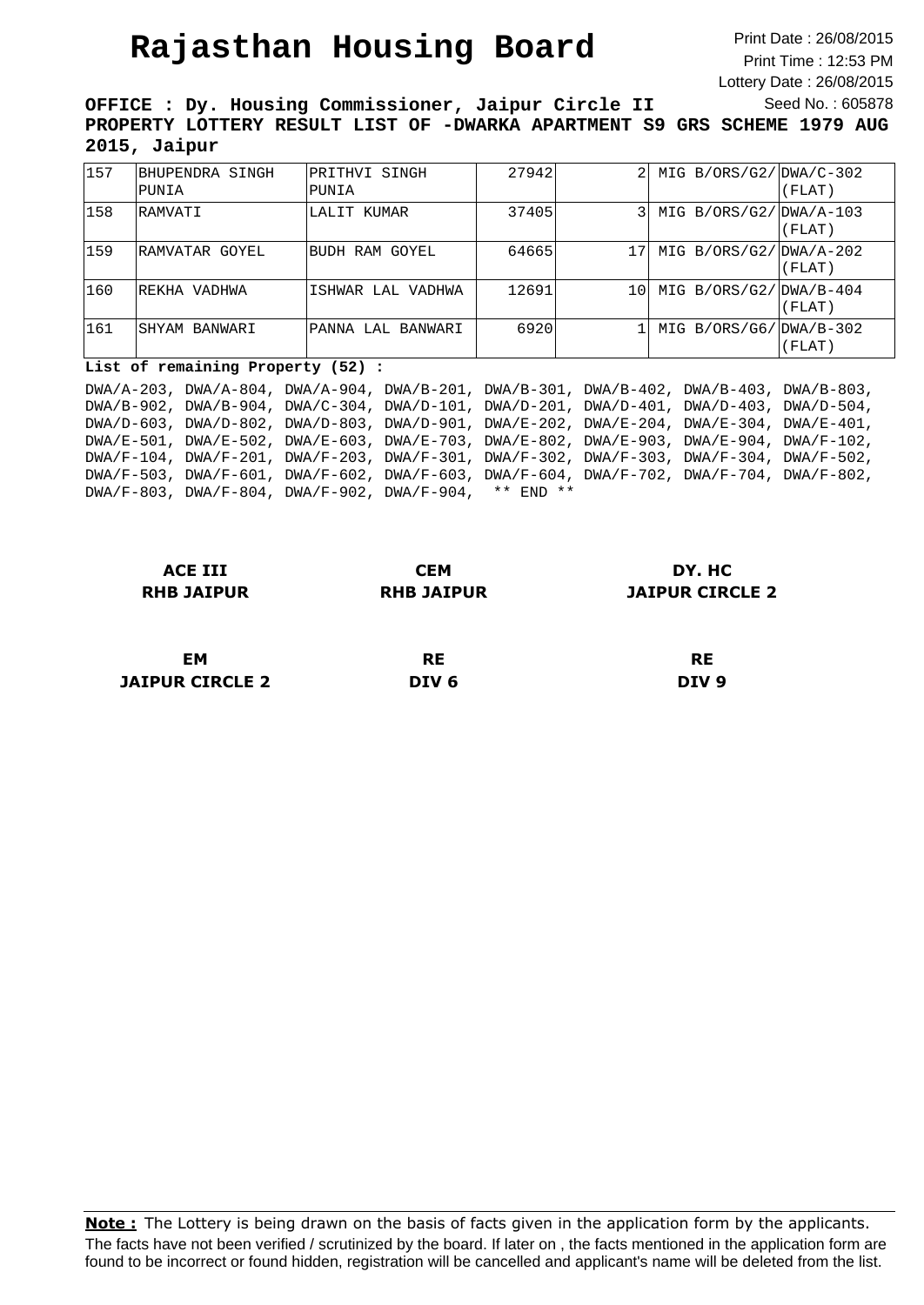# Rajasthan Housing Board

Print Date : 26/08/2015
Print Time : 12:53 PM
Lottery Date : 26/08/2015
Seed No. : 605878

**OFFICE : Dy. Housing Commissioner, Jaipur Circle II**
**PROPERTY LOTTERY RESULT LIST OF -DWARKA APARTMENT S9 GRS SCHEME 1979 AUG 2015, Jaipur**

| | | | | | | |
|---|---|---|---|---|---|---|
| 157 | BHUPENDRA SINGH PUNIA | PRITHVI SINGH PUNIA | 27942 | 2 | MIG B/ORS/G2/ | DWA/C-302 (FLAT) |
| 158 | RAMVATI | LALIT KUMAR | 37405 | 3 | MIG B/ORS/G2/ | DWA/A-103 (FLAT) |
| 159 | RAMVATAR GOYEL | BUDH RAM GOYEL | 64665 | 17 | MIG B/ORS/G2/ | DWA/A-202 (FLAT) |
| 160 | REKHA VADHWA | ISHWAR LAL VADHWA | 12691 | 10 | MIG B/ORS/G2/ | DWA/B-404 (FLAT) |
| 161 | SHYAM BANWARI | PANNA LAL BANWARI | 6920 | 1 | MIG B/ORS/G6/ | DWA/B-302 (FLAT) |

**List of remaining Property (52) :**

DWA/A-203, DWA/A-804, DWA/A-904, DWA/B-201, DWA/B-301, DWA/B-402, DWA/B-403, DWA/B-803, DWA/B-902, DWA/B-904, DWA/C-304, DWA/D-101, DWA/D-201, DWA/D-401, DWA/D-403, DWA/D-504, DWA/D-603, DWA/D-802, DWA/D-803, DWA/D-901, DWA/E-202, DWA/E-204, DWA/E-304, DWA/E-401, DWA/E-501, DWA/E-502, DWA/E-603, DWA/E-703, DWA/E-802, DWA/E-903, DWA/E-904, DWA/F-102, DWA/F-104, DWA/F-201, DWA/F-203, DWA/F-301, DWA/F-302, DWA/F-303, DWA/F-304, DWA/F-502, DWA/F-503, DWA/F-601, DWA/F-602, DWA/F-603, DWA/F-604, DWA/F-702, DWA/F-704, DWA/F-802, DWA/F-803, DWA/F-804, DWA/F-902, DWA/F-904, ** END **

**ACE III**
**RHB JAIPUR**

**CEM**
**RHB JAIPUR**

**DY. HC**
**JAIPUR CIRCLE 2**

**EM**
**JAIPUR CIRCLE 2**

**RE**
**DIV 6**

**RE**
**DIV 9**

**Note :** The Lottery is being drawn on the basis of facts given in the application form by the applicants. The facts have not been verified / scrutinized by the board. If later on , the facts mentioned in the application form are found to be incorrect or found hidden, registration will be cancelled and applicant's name will be deleted from the list.